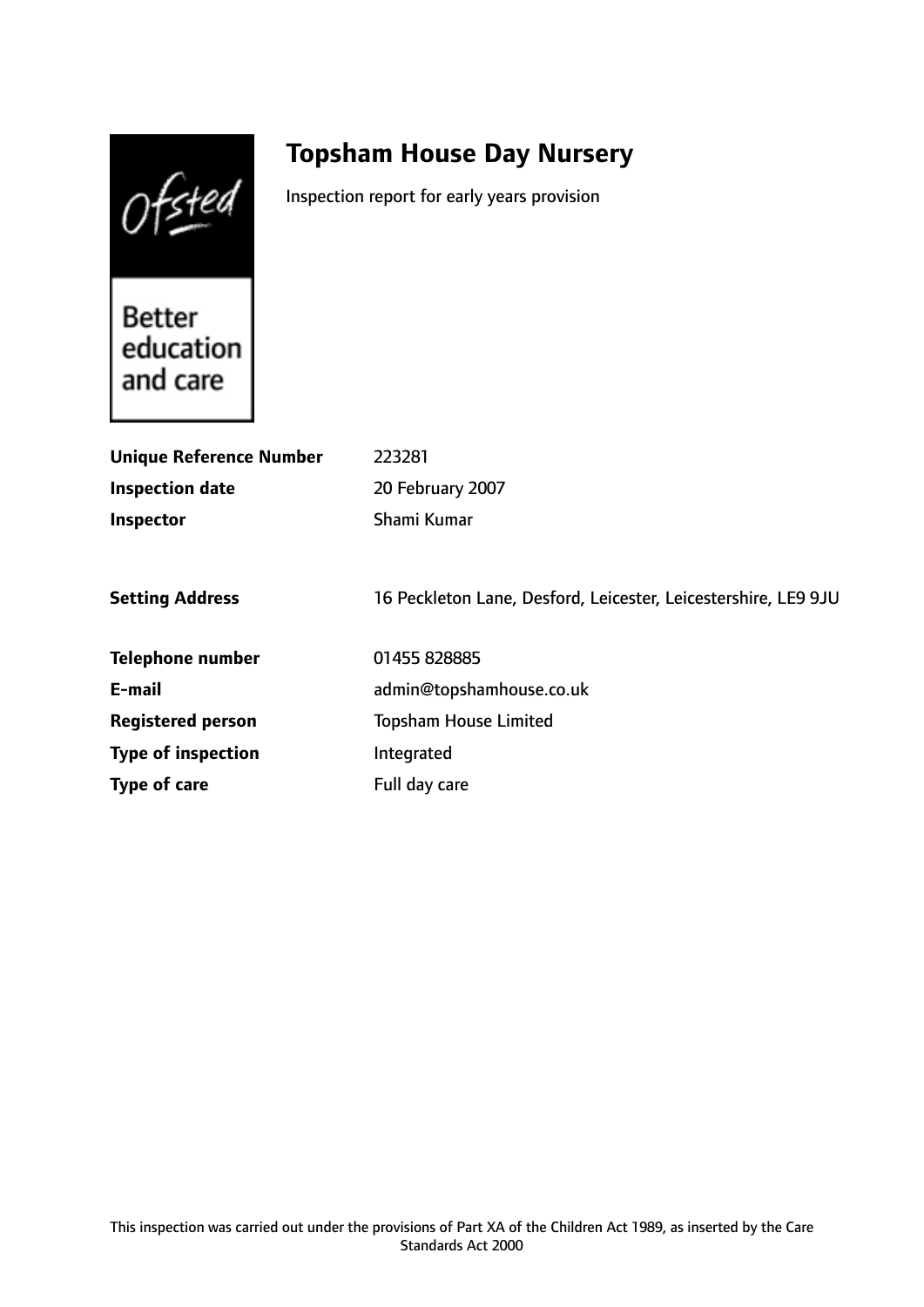Ofsted

Better education and care

# Topsham House Day Nursery

Inspection report for early years provision

| | |
|---|---|
| **Unique Reference Number** | 223281 |
| **Inspection date** | 20 February 2007 |
| **Inspector** | Shami Kumar |
| **Setting Address** | 16 Peckleton Lane, Desford, Leicester, Leicestershire, LE9 9JU |
| **Telephone number** | 01455 828885 |
| **E-mail** | admin@topshamhouse.co.uk |
| **Registered person** | Topsham House Limited |
| **Type of inspection** | Integrated |
| **Type of care** | Full day care |

This inspection was carried out under the provisions of Part XA of the Children Act 1989, as inserted by the Care Standards Act 2000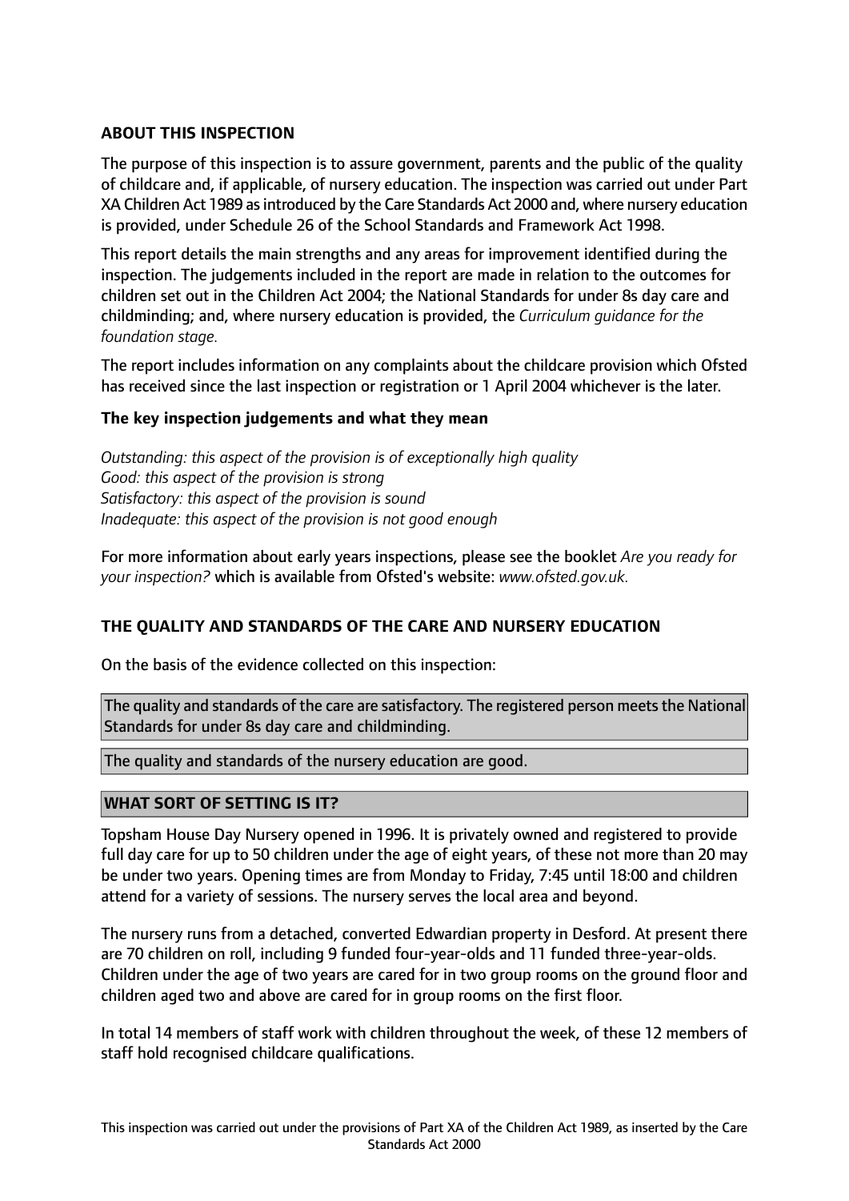## ABOUT THIS INSPECTION

The purpose of this inspection is to assure government, parents and the public of the quality of childcare and, if applicable, of nursery education. The inspection was carried out under Part XA Children Act 1989 as introduced by the Care Standards Act 2000 and, where nursery education is provided, under Schedule 26 of the School Standards and Framework Act 1998.

This report details the main strengths and any areas for improvement identified during the inspection. The judgements included in the report are made in relation to the outcomes for children set out in the Children Act 2004; the National Standards for under 8s day care and childminding; and, where nursery education is provided, the *Curriculum guidance for the foundation stage.*

The report includes information on any complaints about the childcare provision which Ofsted has received since the last inspection or registration or 1 April 2004 whichever is the later.

### The key inspection judgements and what they mean

*Outstanding: this aspect of the provision is of exceptionally high quality*
*Good: this aspect of the provision is strong*
*Satisfactory: this aspect of the provision is sound*
*Inadequate: this aspect of the provision is not good enough*

For more information about early years inspections, please see the booklet *Are you ready for your inspection?* which is available from Ofsted's website: *www.ofsted.gov.uk.*

## THE QUALITY AND STANDARDS OF THE CARE AND NURSERY EDUCATION

On the basis of the evidence collected on this inspection:

The quality and standards of the care are satisfactory. The registered person meets the National Standards for under 8s day care and childminding.

The quality and standards of the nursery education are good.

## WHAT SORT OF SETTING IS IT?

Topsham House Day Nursery opened in 1996. It is privately owned and registered to provide full day care for up to 50 children under the age of eight years, of these not more than 20 may be under two years. Opening times are from Monday to Friday, 7:45 until 18:00 and children attend for a variety of sessions. The nursery serves the local area and beyond.

The nursery runs from a detached, converted Edwardian property in Desford. At present there are 70 children on roll, including 9 funded four-year-olds and 11 funded three-year-olds. Children under the age of two years are cared for in two group rooms on the ground floor and children aged two and above are cared for in group rooms on the first floor.

In total 14 members of staff work with children throughout the week, of these 12 members of staff hold recognised childcare qualifications.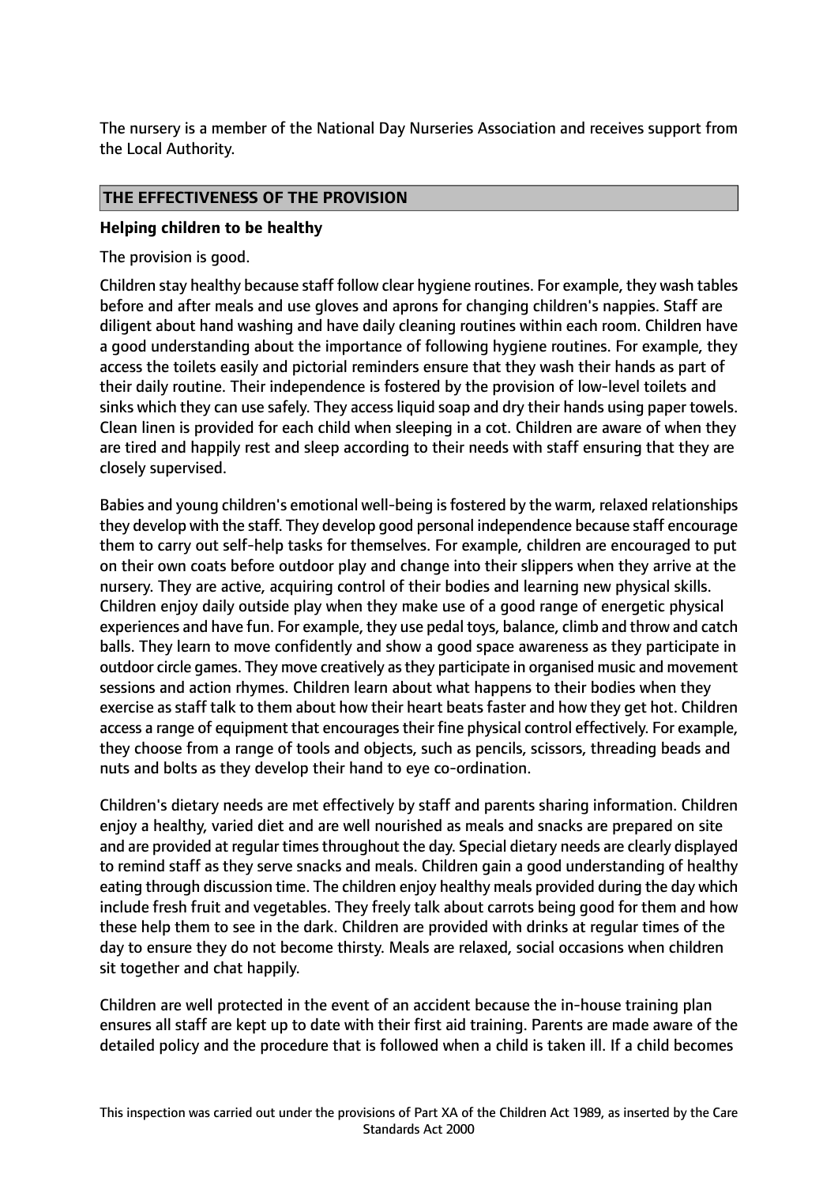The nursery is a member of the National Day Nurseries Association and receives support from the Local Authority.

## THE EFFECTIVENESS OF THE PROVISION

### Helping children to be healthy

The provision is good.

Children stay healthy because staff follow clear hygiene routines. For example, they wash tables before and after meals and use gloves and aprons for changing children's nappies. Staff are diligent about hand washing and have daily cleaning routines within each room. Children have a good understanding about the importance of following hygiene routines. For example, they access the toilets easily and pictorial reminders ensure that they wash their hands as part of their daily routine. Their independence is fostered by the provision of low-level toilets and sinks which they can use safely. They access liquid soap and dry their hands using paper towels. Clean linen is provided for each child when sleeping in a cot. Children are aware of when they are tired and happily rest and sleep according to their needs with staff ensuring that they are closely supervised.

Babies and young children's emotional well-being is fostered by the warm, relaxed relationships they develop with the staff. They develop good personal independence because staff encourage them to carry out self-help tasks for themselves. For example, children are encouraged to put on their own coats before outdoor play and change into their slippers when they arrive at the nursery. They are active, acquiring control of their bodies and learning new physical skills. Children enjoy daily outside play when they make use of a good range of energetic physical experiences and have fun. For example, they use pedal toys, balance, climb and throw and catch balls. They learn to move confidently and show a good space awareness as they participate in outdoor circle games. They move creatively as they participate in organised music and movement sessions and action rhymes. Children learn about what happens to their bodies when they exercise as staff talk to them about how their heart beats faster and how they get hot. Children access a range of equipment that encourages their fine physical control effectively. For example, they choose from a range of tools and objects, such as pencils, scissors, threading beads and nuts and bolts as they develop their hand to eye co-ordination.

Children's dietary needs are met effectively by staff and parents sharing information. Children enjoy a healthy, varied diet and are well nourished as meals and snacks are prepared on site and are provided at regular times throughout the day. Special dietary needs are clearly displayed to remind staff as they serve snacks and meals. Children gain a good understanding of healthy eating through discussion time. The children enjoy healthy meals provided during the day which include fresh fruit and vegetables. They freely talk about carrots being good for them and how these help them to see in the dark. Children are provided with drinks at regular times of the day to ensure they do not become thirsty. Meals are relaxed, social occasions when children sit together and chat happily.

Children are well protected in the event of an accident because the in-house training plan ensures all staff are kept up to date with their first aid training. Parents are made aware of the detailed policy and the procedure that is followed when a child is taken ill. If a child becomes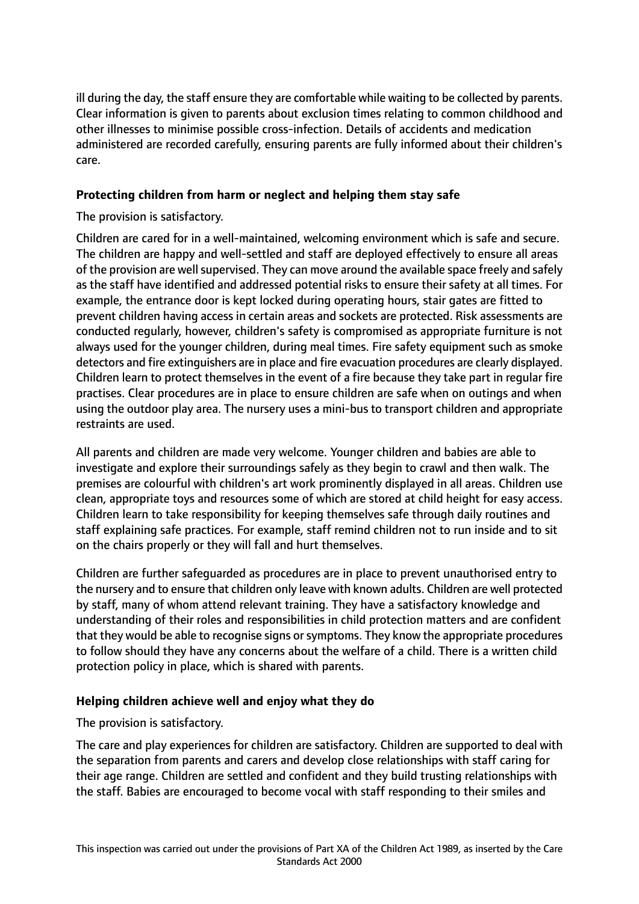ill during the day, the staff ensure they are comfortable while waiting to be collected by parents. Clear information is given to parents about exclusion times relating to common childhood and other illnesses to minimise possible cross-infection. Details of accidents and medication administered are recorded carefully, ensuring parents are fully informed about their children's care.

### Protecting children from harm or neglect and helping them stay safe

The provision is satisfactory.

Children are cared for in a well-maintained, welcoming environment which is safe and secure. The children are happy and well-settled and staff are deployed effectively to ensure all areas of the provision are well supervised. They can move around the available space freely and safely as the staff have identified and addressed potential risks to ensure their safety at all times. For example, the entrance door is kept locked during operating hours, stair gates are fitted to prevent children having access in certain areas and sockets are protected. Risk assessments are conducted regularly, however, children's safety is compromised as appropriate furniture is not always used for the younger children, during meal times. Fire safety equipment such as smoke detectors and fire extinguishers are in place and fire evacuation procedures are clearly displayed. Children learn to protect themselves in the event of a fire because they take part in regular fire practises. Clear procedures are in place to ensure children are safe when on outings and when using the outdoor play area. The nursery uses a mini-bus to transport children and appropriate restraints are used.

All parents and children are made very welcome. Younger children and babies are able to investigate and explore their surroundings safely as they begin to crawl and then walk. The premises are colourful with children's art work prominently displayed in all areas. Children use clean, appropriate toys and resources some of which are stored at child height for easy access. Children learn to take responsibility for keeping themselves safe through daily routines and staff explaining safe practices. For example, staff remind children not to run inside and to sit on the chairs properly or they will fall and hurt themselves.

Children are further safeguarded as procedures are in place to prevent unauthorised entry to the nursery and to ensure that children only leave with known adults. Children are well protected by staff, many of whom attend relevant training. They have a satisfactory knowledge and understanding of their roles and responsibilities in child protection matters and are confident that they would be able to recognise signs or symptoms. They know the appropriate procedures to follow should they have any concerns about the welfare of a child. There is a written child protection policy in place, which is shared with parents.

### Helping children achieve well and enjoy what they do

The provision is satisfactory.

The care and play experiences for children are satisfactory. Children are supported to deal with the separation from parents and carers and develop close relationships with staff caring for their age range. Children are settled and confident and they build trusting relationships with the staff. Babies are encouraged to become vocal with staff responding to their smiles and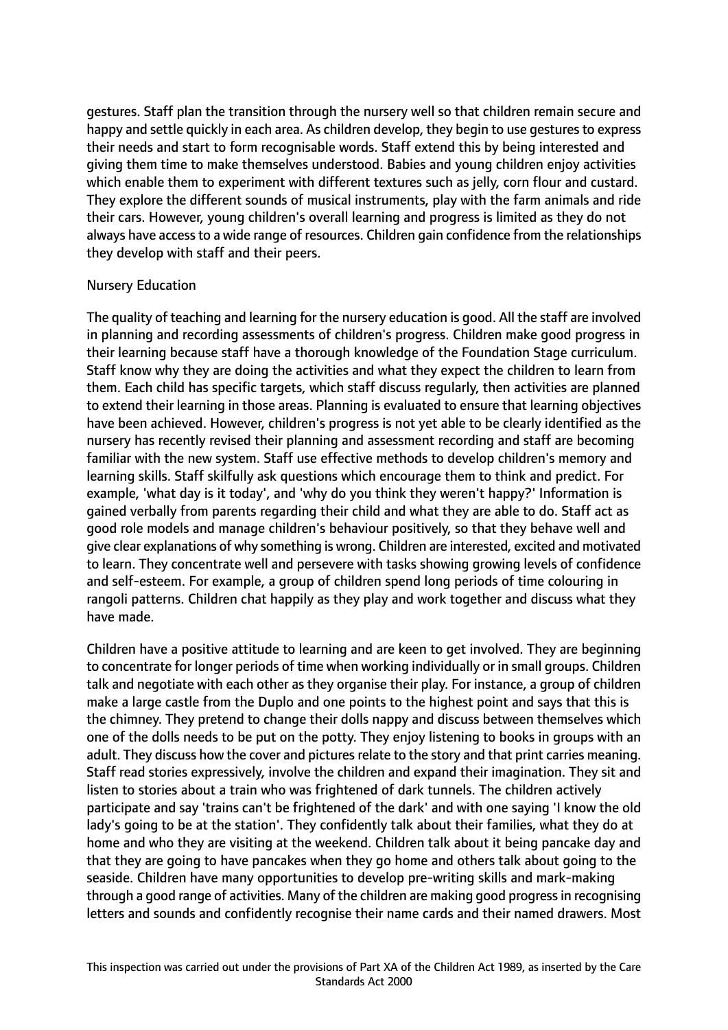gestures. Staff plan the transition through the nursery well so that children remain secure and happy and settle quickly in each area. As children develop, they begin to use gestures to express their needs and start to form recognisable words. Staff extend this by being interested and giving them time to make themselves understood. Babies and young children enjoy activities which enable them to experiment with different textures such as jelly, corn flour and custard. They explore the different sounds of musical instruments, play with the farm animals and ride their cars. However, young children's overall learning and progress is limited as they do not always have access to a wide range of resources. Children gain confidence from the relationships they develop with staff and their peers.

Nursery Education

The quality of teaching and learning for the nursery education is good. All the staff are involved in planning and recording assessments of children's progress. Children make good progress in their learning because staff have a thorough knowledge of the Foundation Stage curriculum. Staff know why they are doing the activities and what they expect the children to learn from them. Each child has specific targets, which staff discuss regularly, then activities are planned to extend their learning in those areas. Planning is evaluated to ensure that learning objectives have been achieved. However, children's progress is not yet able to be clearly identified as the nursery has recently revised their planning and assessment recording and staff are becoming familiar with the new system. Staff use effective methods to develop children's memory and learning skills. Staff skilfully ask questions which encourage them to think and predict. For example, 'what day is it today', and 'why do you think they weren't happy?' Information is gained verbally from parents regarding their child and what they are able to do. Staff act as good role models and manage children's behaviour positively, so that they behave well and give clear explanations of why something is wrong. Children are interested, excited and motivated to learn. They concentrate well and persevere with tasks showing growing levels of confidence and self-esteem. For example, a group of children spend long periods of time colouring in rangoli patterns. Children chat happily as they play and work together and discuss what they have made.

Children have a positive attitude to learning and are keen to get involved. They are beginning to concentrate for longer periods of time when working individually or in small groups. Children talk and negotiate with each other as they organise their play. For instance, a group of children make a large castle from the Duplo and one points to the highest point and says that this is the chimney. They pretend to change their dolls nappy and discuss between themselves which one of the dolls needs to be put on the potty. They enjoy listening to books in groups with an adult. They discuss how the cover and pictures relate to the story and that print carries meaning. Staff read stories expressively, involve the children and expand their imagination. They sit and listen to stories about a train who was frightened of dark tunnels. The children actively participate and say 'trains can't be frightened of the dark' and with one saying 'I know the old lady's going to be at the station'. They confidently talk about their families, what they do at home and who they are visiting at the weekend. Children talk about it being pancake day and that they are going to have pancakes when they go home and others talk about going to the seaside. Children have many opportunities to develop pre-writing skills and mark-making through a good range of activities. Many of the children are making good progress in recognising letters and sounds and confidently recognise their name cards and their named drawers. Most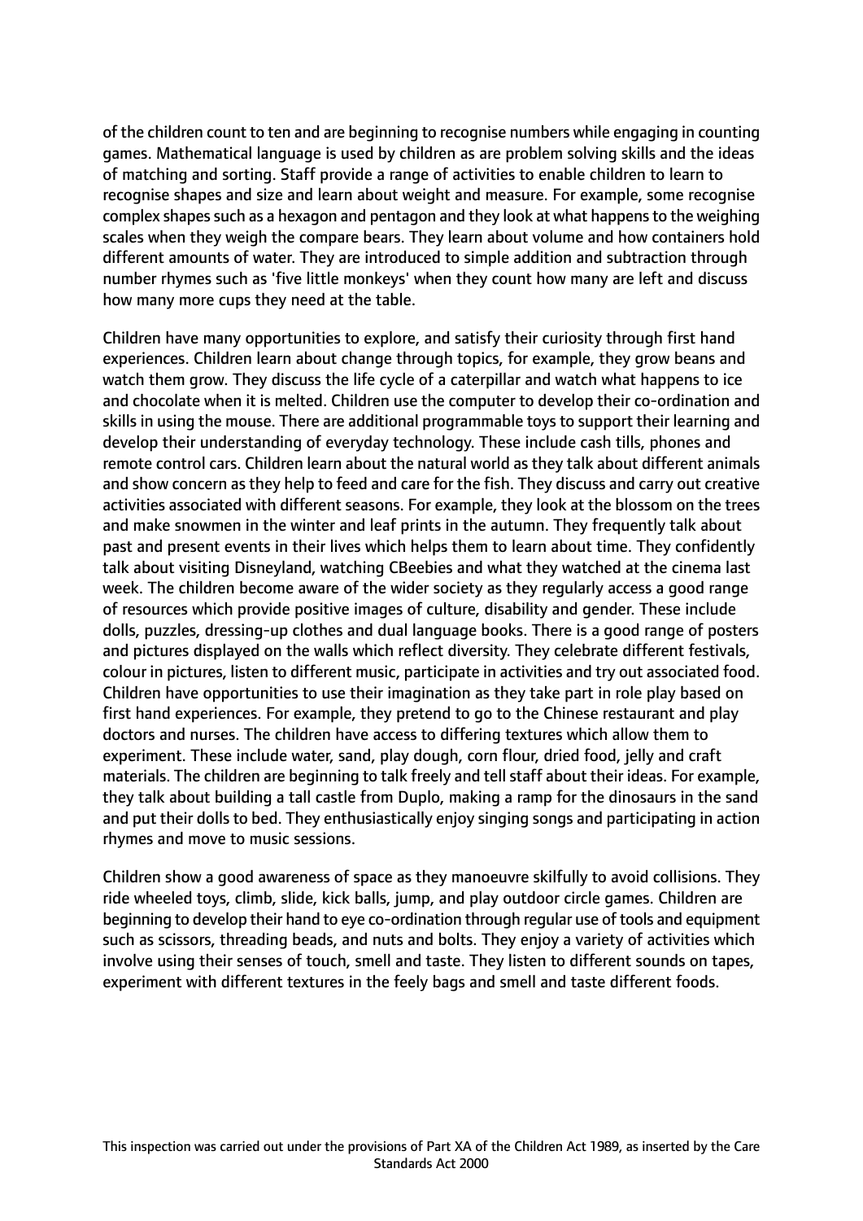of the children count to ten and are beginning to recognise numbers while engaging in counting games. Mathematical language is used by children as are problem solving skills and the ideas of matching and sorting. Staff provide a range of activities to enable children to learn to recognise shapes and size and learn about weight and measure. For example, some recognise complex shapes such as a hexagon and pentagon and they look at what happens to the weighing scales when they weigh the compare bears. They learn about volume and how containers hold different amounts of water. They are introduced to simple addition and subtraction through number rhymes such as 'five little monkeys' when they count how many are left and discuss how many more cups they need at the table.

Children have many opportunities to explore, and satisfy their curiosity through first hand experiences. Children learn about change through topics, for example, they grow beans and watch them grow. They discuss the life cycle of a caterpillar and watch what happens to ice and chocolate when it is melted. Children use the computer to develop their co-ordination and skills in using the mouse. There are additional programmable toys to support their learning and develop their understanding of everyday technology. These include cash tills, phones and remote control cars. Children learn about the natural world as they talk about different animals and show concern as they help to feed and care for the fish. They discuss and carry out creative activities associated with different seasons. For example, they look at the blossom on the trees and make snowmen in the winter and leaf prints in the autumn. They frequently talk about past and present events in their lives which helps them to learn about time. They confidently talk about visiting Disneyland, watching CBeebies and what they watched at the cinema last week. The children become aware of the wider society as they regularly access a good range of resources which provide positive images of culture, disability and gender. These include dolls, puzzles, dressing-up clothes and dual language books. There is a good range of posters and pictures displayed on the walls which reflect diversity. They celebrate different festivals, colour in pictures, listen to different music, participate in activities and try out associated food. Children have opportunities to use their imagination as they take part in role play based on first hand experiences. For example, they pretend to go to the Chinese restaurant and play doctors and nurses. The children have access to differing textures which allow them to experiment. These include water, sand, play dough, corn flour, dried food, jelly and craft materials. The children are beginning to talk freely and tell staff about their ideas. For example, they talk about building a tall castle from Duplo, making a ramp for the dinosaurs in the sand and put their dolls to bed. They enthusiastically enjoy singing songs and participating in action rhymes and move to music sessions.

Children show a good awareness of space as they manoeuvre skilfully to avoid collisions. They ride wheeled toys, climb, slide, kick balls, jump, and play outdoor circle games. Children are beginning to develop their hand to eye co-ordination through regular use of tools and equipment such as scissors, threading beads, and nuts and bolts. They enjoy a variety of activities which involve using their senses of touch, smell and taste. They listen to different sounds on tapes, experiment with different textures in the feely bags and smell and taste different foods.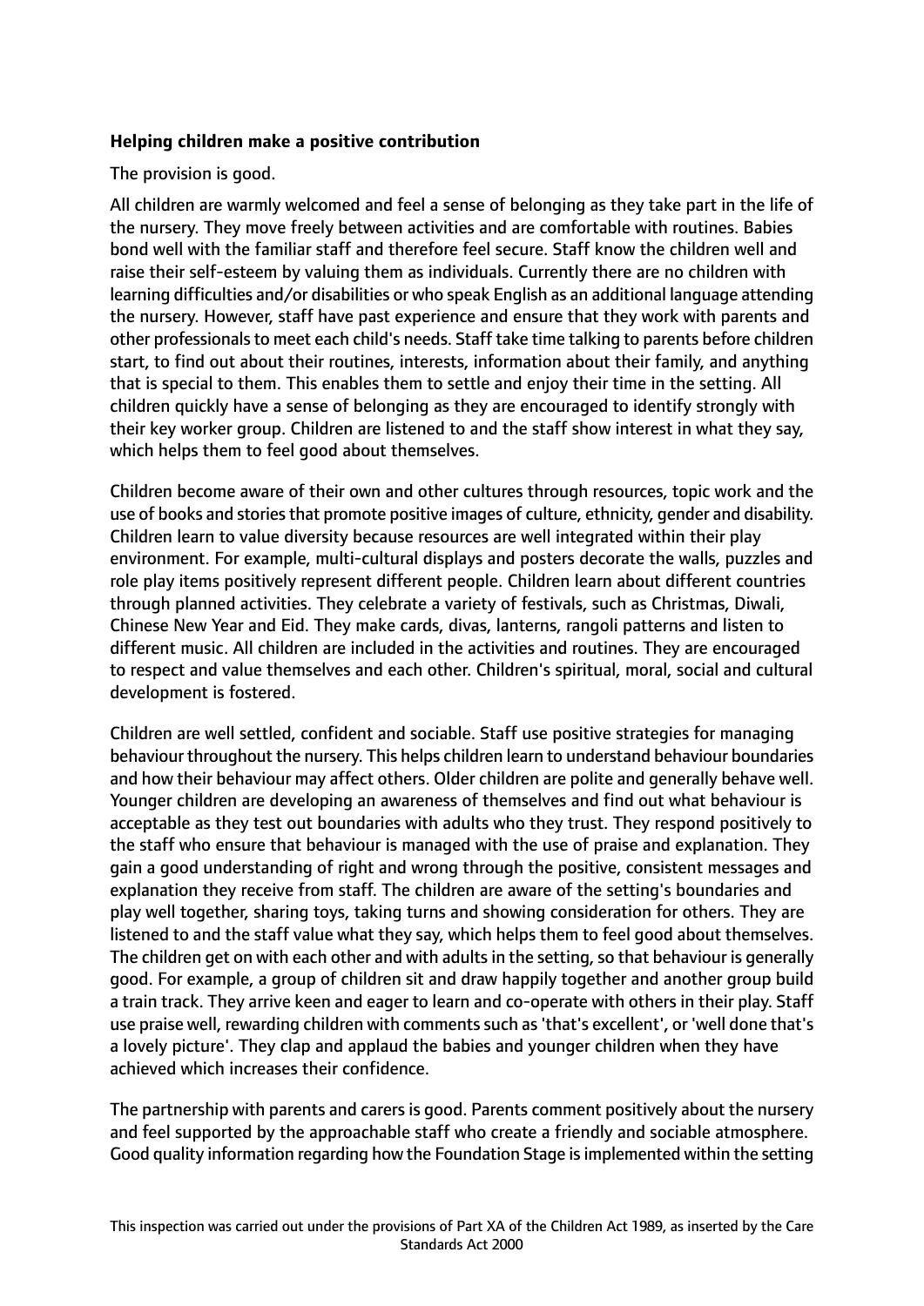**Helping children make a positive contribution**

The provision is good.

All children are warmly welcomed and feel a sense of belonging as they take part in the life of the nursery. They move freely between activities and are comfortable with routines. Babies bond well with the familiar staff and therefore feel secure. Staff know the children well and raise their self-esteem by valuing them as individuals. Currently there are no children with learning difficulties and/or disabilities or who speak English as an additional language attending the nursery. However, staff have past experience and ensure that they work with parents and other professionals to meet each child's needs. Staff take time talking to parents before children start, to find out about their routines, interests, information about their family, and anything that is special to them. This enables them to settle and enjoy their time in the setting. All children quickly have a sense of belonging as they are encouraged to identify strongly with their key worker group. Children are listened to and the staff show interest in what they say, which helps them to feel good about themselves.

Children become aware of their own and other cultures through resources, topic work and the use of books and stories that promote positive images of culture, ethnicity, gender and disability. Children learn to value diversity because resources are well integrated within their play environment. For example, multi-cultural displays and posters decorate the walls, puzzles and role play items positively represent different people. Children learn about different countries through planned activities. They celebrate a variety of festivals, such as Christmas, Diwali, Chinese New Year and Eid. They make cards, divas, lanterns, rangoli patterns and listen to different music. All children are included in the activities and routines. They are encouraged to respect and value themselves and each other. Children's spiritual, moral, social and cultural development is fostered.

Children are well settled, confident and sociable. Staff use positive strategies for managing behaviour throughout the nursery. This helps children learn to understand behaviour boundaries and how their behaviour may affect others. Older children are polite and generally behave well. Younger children are developing an awareness of themselves and find out what behaviour is acceptable as they test out boundaries with adults who they trust. They respond positively to the staff who ensure that behaviour is managed with the use of praise and explanation. They gain a good understanding of right and wrong through the positive, consistent messages and explanation they receive from staff. The children are aware of the setting's boundaries and play well together, sharing toys, taking turns and showing consideration for others. They are listened to and the staff value what they say, which helps them to feel good about themselves. The children get on with each other and with adults in the setting, so that behaviour is generally good. For example, a group of children sit and draw happily together and another group build a train track. They arrive keen and eager to learn and co-operate with others in their play. Staff use praise well, rewarding children with comments such as 'that's excellent', or 'well done that's a lovely picture'. They clap and applaud the babies and younger children when they have achieved which increases their confidence.

The partnership with parents and carers is good. Parents comment positively about the nursery and feel supported by the approachable staff who create a friendly and sociable atmosphere. Good quality information regarding how the Foundation Stage is implemented within the setting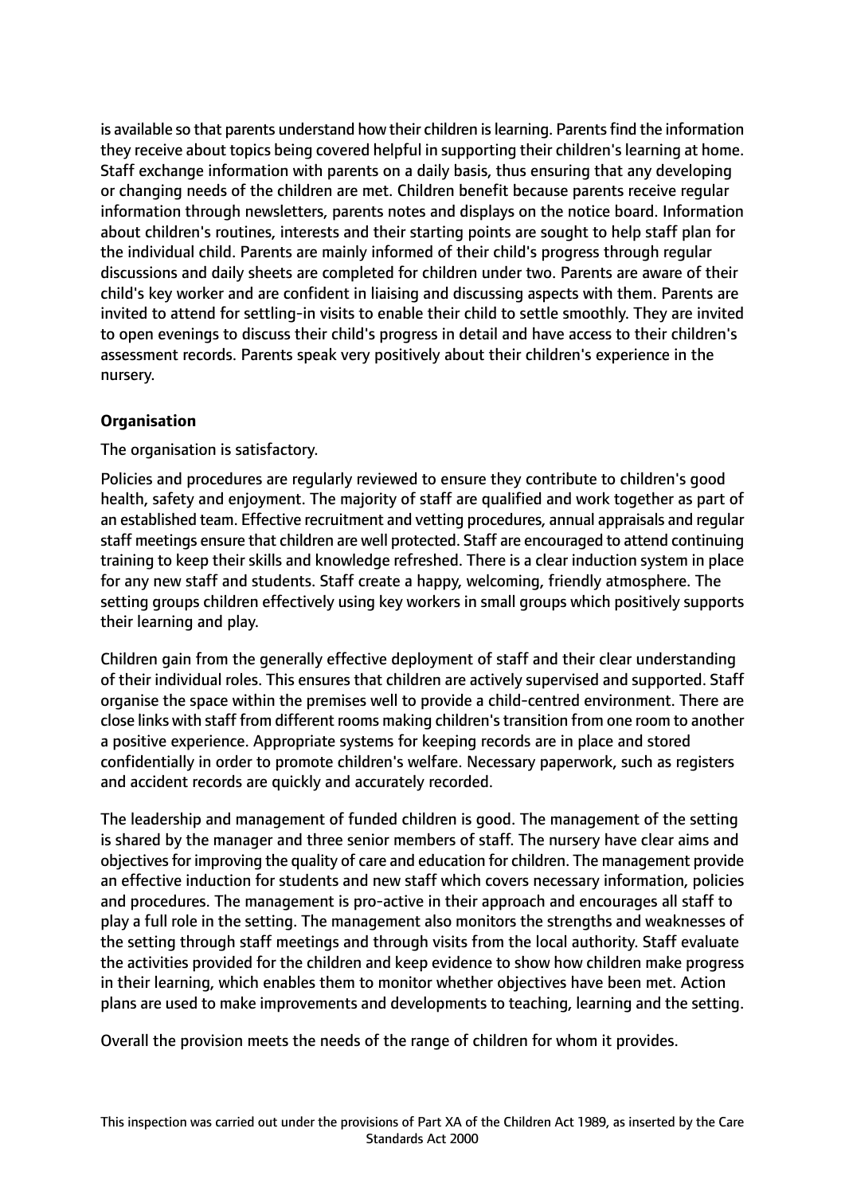is available so that parents understand how their children is learning. Parents find the information they receive about topics being covered helpful in supporting their children's learning at home. Staff exchange information with parents on a daily basis, thus ensuring that any developing or changing needs of the children are met. Children benefit because parents receive regular information through newsletters, parents notes and displays on the notice board. Information about children's routines, interests and their starting points are sought to help staff plan for the individual child. Parents are mainly informed of their child's progress through regular discussions and daily sheets are completed for children under two. Parents are aware of their child's key worker and are confident in liaising and discussing aspects with them. Parents are invited to attend for settling-in visits to enable their child to settle smoothly. They are invited to open evenings to discuss their child's progress in detail and have access to their children's assessment records. Parents speak very positively about their children's experience in the nursery.

**Organisation**

The organisation is satisfactory.

Policies and procedures are regularly reviewed to ensure they contribute to children's good health, safety and enjoyment. The majority of staff are qualified and work together as part of an established team. Effective recruitment and vetting procedures, annual appraisals and regular staff meetings ensure that children are well protected. Staff are encouraged to attend continuing training to keep their skills and knowledge refreshed. There is a clear induction system in place for any new staff and students. Staff create a happy, welcoming, friendly atmosphere. The setting groups children effectively using key workers in small groups which positively supports their learning and play.

Children gain from the generally effective deployment of staff and their clear understanding of their individual roles. This ensures that children are actively supervised and supported. Staff organise the space within the premises well to provide a child-centred environment. There are close links with staff from different rooms making children's transition from one room to another a positive experience. Appropriate systems for keeping records are in place and stored confidentially in order to promote children's welfare. Necessary paperwork, such as registers and accident records are quickly and accurately recorded.

The leadership and management of funded children is good. The management of the setting is shared by the manager and three senior members of staff. The nursery have clear aims and objectives for improving the quality of care and education for children. The management provide an effective induction for students and new staff which covers necessary information, policies and procedures. The management is pro-active in their approach and encourages all staff to play a full role in the setting. The management also monitors the strengths and weaknesses of the setting through staff meetings and through visits from the local authority. Staff evaluate the activities provided for the children and keep evidence to show how children make progress in their learning, which enables them to monitor whether objectives have been met. Action plans are used to make improvements and developments to teaching, learning and the setting.

Overall the provision meets the needs of the range of children for whom it provides.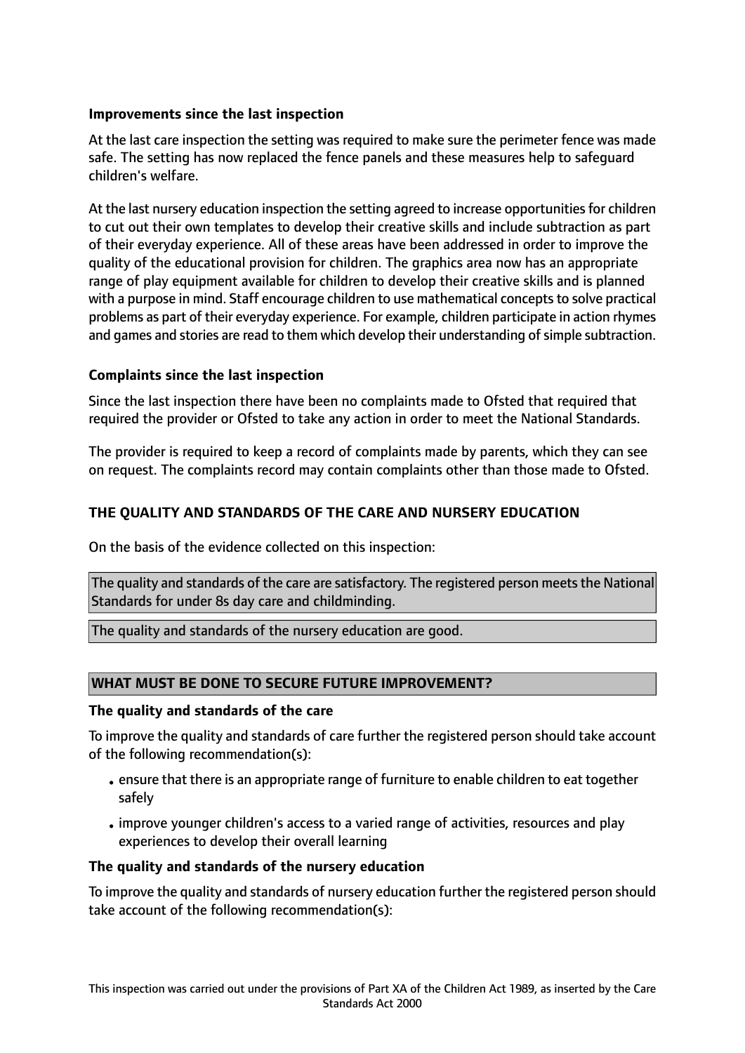**Improvements since the last inspection**

At the last care inspection the setting was required to make sure the perimeter fence was made safe. The setting has now replaced the fence panels and these measures help to safeguard children's welfare.

At the last nursery education inspection the setting agreed to increase opportunities for children to cut out their own templates to develop their creative skills and include subtraction as part of their everyday experience. All of these areas have been addressed in order to improve the quality of the educational provision for children. The graphics area now has an appropriate range of play equipment available for children to develop their creative skills and is planned with a purpose in mind. Staff encourage children to use mathematical concepts to solve practical problems as part of their everyday experience. For example, children participate in action rhymes and games and stories are read to them which develop their understanding of simple subtraction.

**Complaints since the last inspection**

Since the last inspection there have been no complaints made to Ofsted that required that required the provider or Ofsted to take any action in order to meet the National Standards.

The provider is required to keep a record of complaints made by parents, which they can see on request. The complaints record may contain complaints other than those made to Ofsted.

## THE QUALITY AND STANDARDS OF THE CARE AND NURSERY EDUCATION

On the basis of the evidence collected on this inspection:

The quality and standards of the care are satisfactory. The registered person meets the National Standards for under 8s day care and childminding.

The quality and standards of the nursery education are good.

## WHAT MUST BE DONE TO SECURE FUTURE IMPROVEMENT?

**The quality and standards of the care**

To improve the quality and standards of care further the registered person should take account of the following recommendation(s):

- ensure that there is an appropriate range of furniture to enable children to eat together safely
- improve younger children's access to a varied range of activities, resources and play experiences to develop their overall learning

**The quality and standards of the nursery education**

To improve the quality and standards of nursery education further the registered person should take account of the following recommendation(s):

This inspection was carried out under the provisions of Part XA of the Children Act 1989, as inserted by the Care Standards Act 2000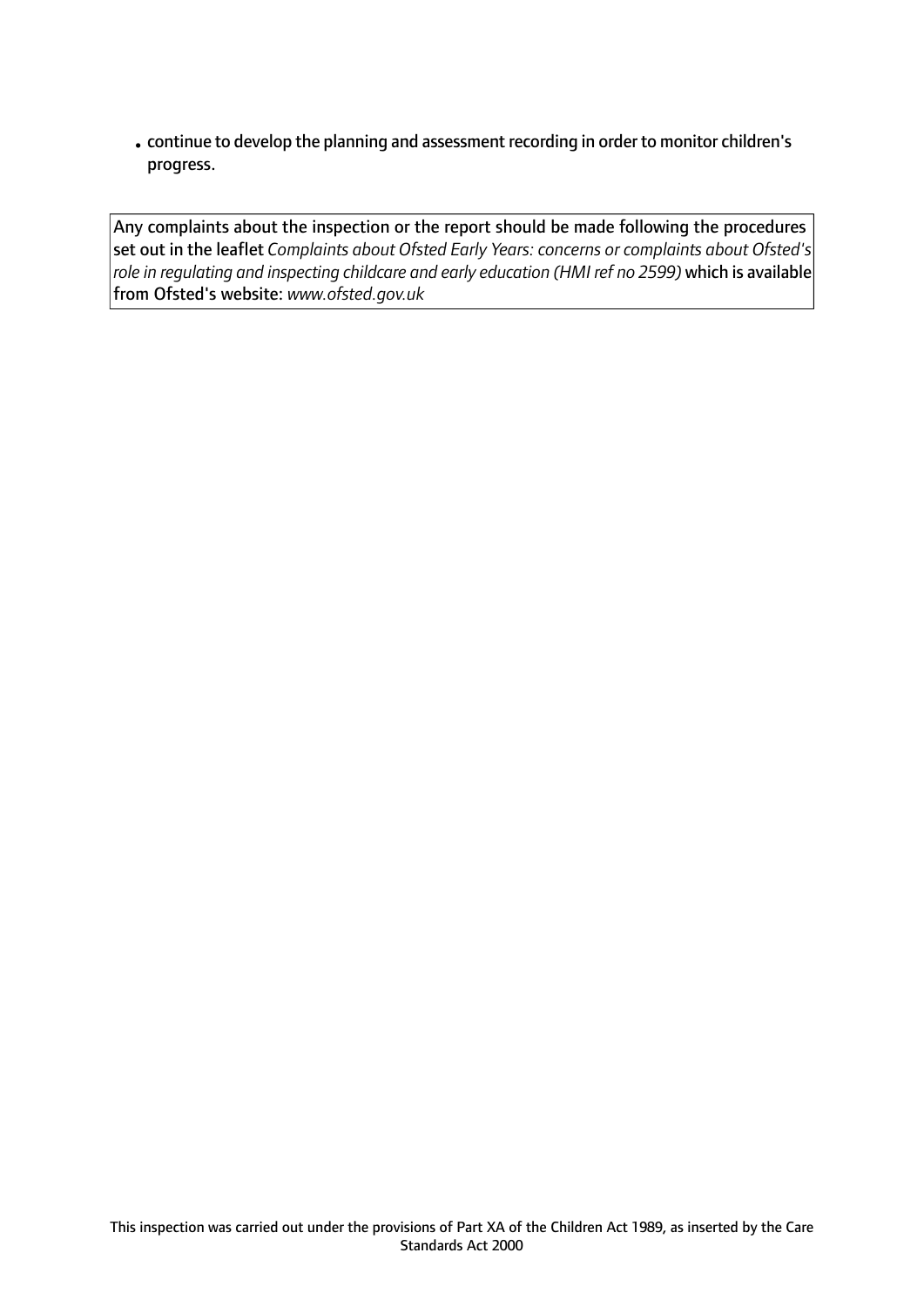- continue to develop the planning and assessment recording in order to monitor children's progress.

Any complaints about the inspection or the report should be made following the procedures set out in the leaflet *Complaints about Ofsted Early Years: concerns or complaints about Ofsted's role in regulating and inspecting childcare and early education (HMI ref no 2599)* which is available from Ofsted's website: *www.ofsted.gov.uk*

This inspection was carried out under the provisions of Part XA of the Children Act 1989, as inserted by the Care Standards Act 2000